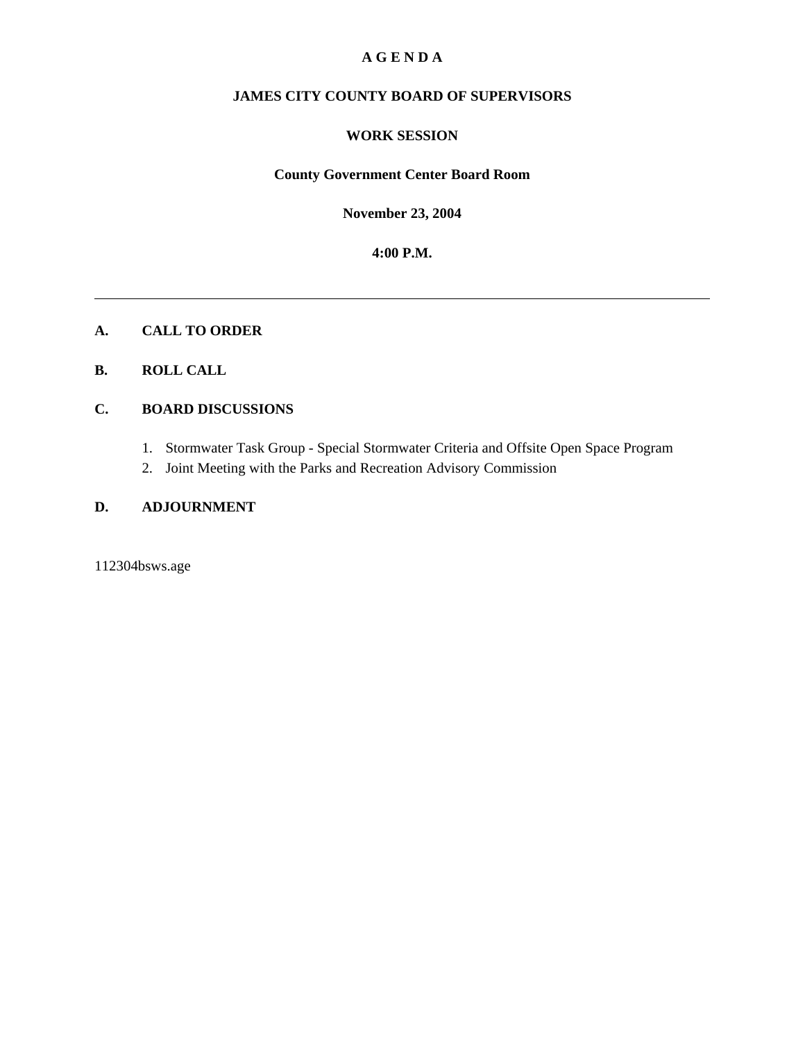# A G E N D A

## JAMES CITY COUNTY BOARD OF SUPERVISORS

## WORK SESSION

**County Government Center Board Room**

**November 23, 2004**

**4:00 P.M.**

---

**A. CALL TO ORDER**

**B. ROLL CALL**

**C. BOARD DISCUSSIONS**

1. Stormwater Task Group - Special Stormwater Criteria and Offsite Open Space Program
2. Joint Meeting with the Parks and Recreation Advisory Commission

**D. ADJOURNMENT**

112304bsws.age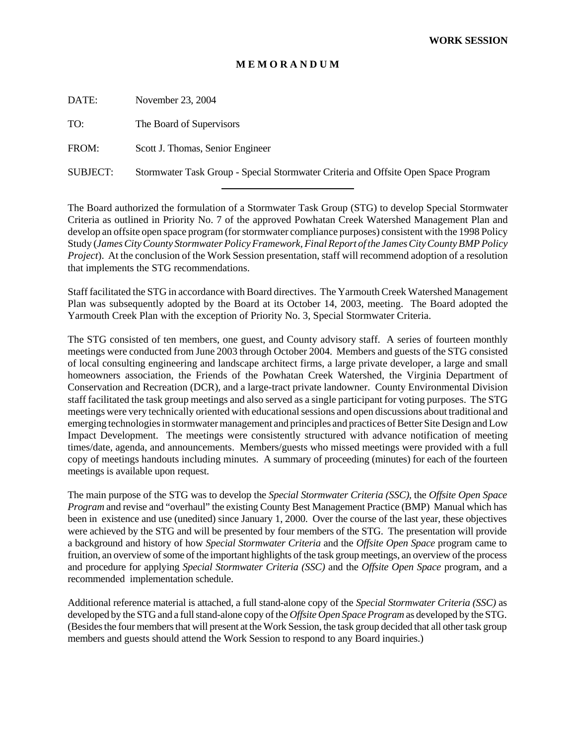**WORK SESSION**

**M E M O R A N D U M**

DATE: November 23, 2004

TO: The Board of Supervisors

FROM: Scott J. Thomas, Senior Engineer

SUBJECT: Stormwater Task Group - Special Stormwater Criteria and Offsite Open Space Program

---

The Board authorized the formulation of a Stormwater Task Group (STG) to develop Special Stormwater Criteria as outlined in Priority No. 7 of the approved Powhatan Creek Watershed Management Plan and develop an offsite open space program (for stormwater compliance purposes) consistent with the 1998 Policy Study (*James City County Stormwater Policy Framework, Final Report of the James City County BMP Policy Project*). At the conclusion of the Work Session presentation, staff will recommend adoption of a resolution that implements the STG recommendations.

Staff facilitated the STG in accordance with Board directives. The Yarmouth Creek Watershed Management Plan was subsequently adopted by the Board at its October 14, 2003, meeting. The Board adopted the Yarmouth Creek Plan with the exception of Priority No. 3, Special Stormwater Criteria.

The STG consisted of ten members, one guest, and County advisory staff. A series of fourteen monthly meetings were conducted from June 2003 through October 2004. Members and guests of the STG consisted of local consulting engineering and landscape architect firms, a large private developer, a large and small homeowners association, the Friends of the Powhatan Creek Watershed, the Virginia Department of Conservation and Recreation (DCR), and a large-tract private landowner. County Environmental Division staff facilitated the task group meetings and also served as a single participant for voting purposes. The STG meetings were very technically oriented with educational sessions and open discussions about traditional and emerging technologies in stormwater management and principles and practices of Better Site Design and Low Impact Development. The meetings were consistently structured with advance notification of meeting times/date, agenda, and announcements. Members/guests who missed meetings were provided with a full copy of meetings handouts including minutes. A summary of proceeding (minutes) for each of the fourteen meetings is available upon request.

The main purpose of the STG was to develop the *Special Stormwater Criteria (SSC)*, the *Offsite Open Space Program* and revise and "overhaul" the existing County Best Management Practice (BMP) Manual which has been in existence and use (unedited) since January 1, 2000. Over the course of the last year, these objectives were achieved by the STG and will be presented by four members of the STG. The presentation will provide a background and history of how *Special Stormwater Criteria* and the *Offsite Open Space* program came to fruition, an overview of some of the important highlights of the task group meetings, an overview of the process and procedure for applying *Special Stormwater Criteria (SSC)* and the *Offsite Open Space* program, and a recommended implementation schedule.

Additional reference material is attached, a full stand-alone copy of the *Special Stormwater Criteria (SSC)* as developed by the STG and a full stand-alone copy of the *Offsite Open Space Program* as developed by the STG. (Besides the four members that will present at the Work Session, the task group decided that all other task group members and guests should attend the Work Session to respond to any Board inquiries.)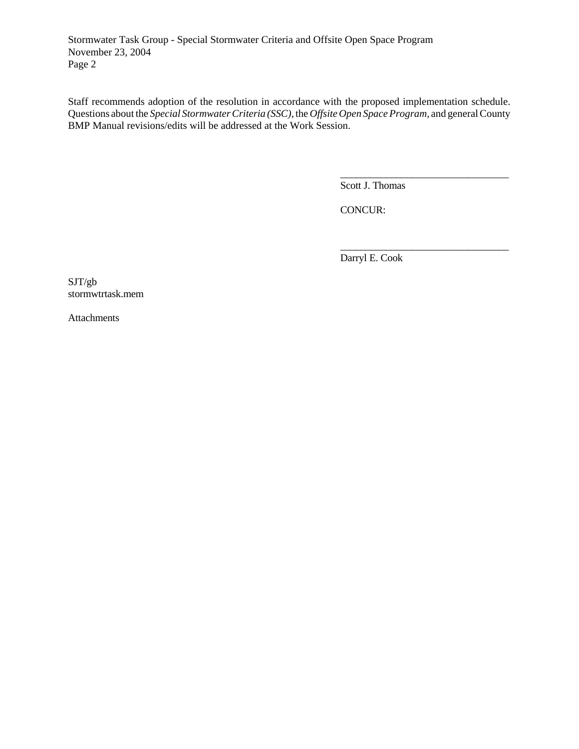Staff recommends adoption of the resolution in accordance with the proposed implementation schedule. Questions about the *Special Stormwater Criteria (SSC)*, the *Offsite Open Space Program*, and general County BMP Manual revisions/edits will be addressed at the Work Session.

\_\_\_\_\_\_\_\_\_\_\_\_\_\_\_\_\_\_\_\_\_\_\_\_\_\_\_\_\_\_\_\_\_\_\_

Scott J. Thomas

CONCUR:

\_\_\_\_\_\_\_\_\_\_\_\_\_\_\_\_\_\_\_\_\_\_\_\_\_\_\_\_\_\_\_\_\_\_\_

Darryl E. Cook

SJT/gb
stormwtrtask.mem

Attachments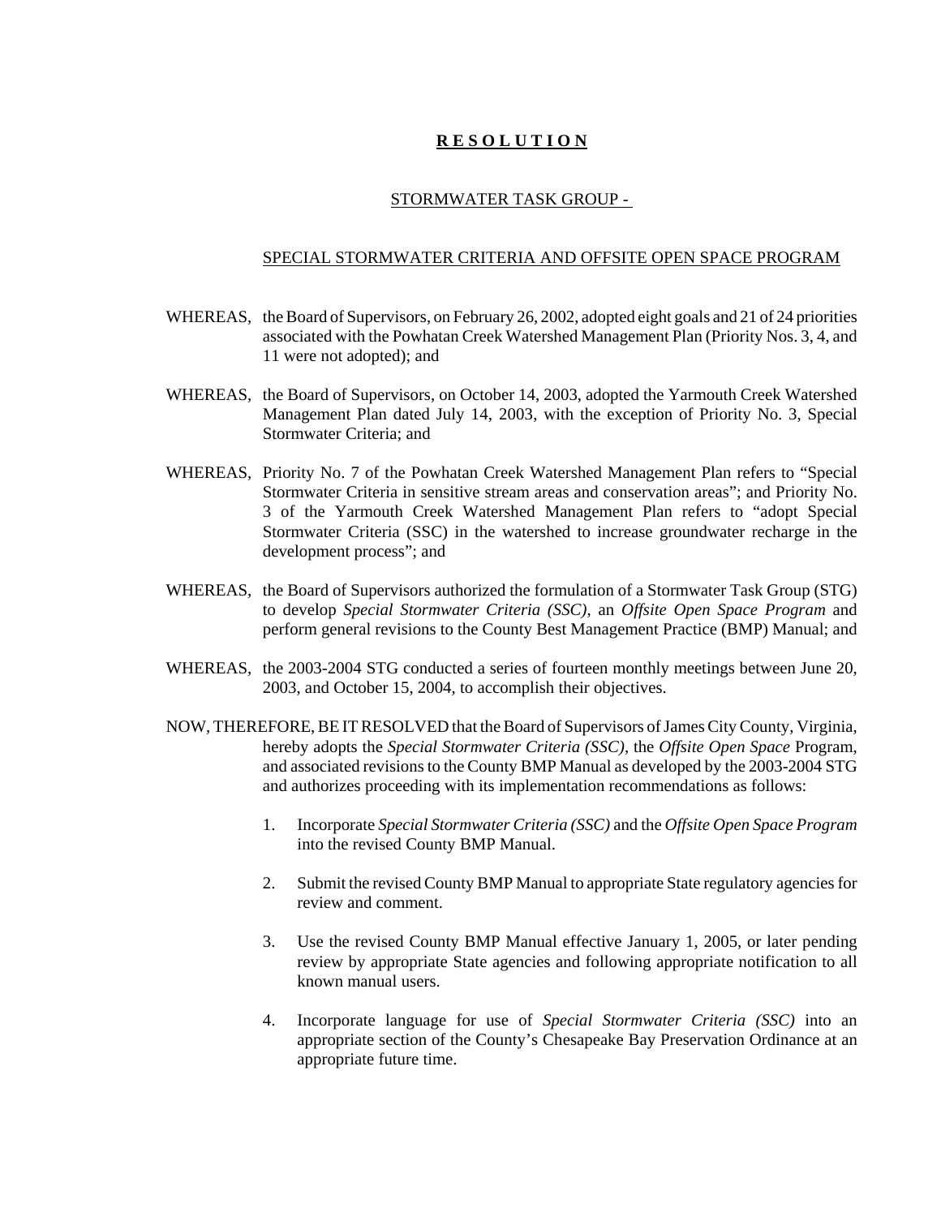# **R E S O L U T I O N**

STORMWATER TASK GROUP -

SPECIAL STORMWATER CRITERIA AND OFFSITE OPEN SPACE PROGRAM

WHEREAS, the Board of Supervisors, on February 26, 2002, adopted eight goals and 21 of 24 priorities associated with the Powhatan Creek Watershed Management Plan (Priority Nos. 3, 4, and 11 were not adopted); and

WHEREAS, the Board of Supervisors, on October 14, 2003, adopted the Yarmouth Creek Watershed Management Plan dated July 14, 2003, with the exception of Priority No. 3, Special Stormwater Criteria; and

WHEREAS, Priority No. 7 of the Powhatan Creek Watershed Management Plan refers to "Special Stormwater Criteria in sensitive stream areas and conservation areas"; and Priority No. 3 of the Yarmouth Creek Watershed Management Plan refers to "adopt Special Stormwater Criteria (SSC) in the watershed to increase groundwater recharge in the development process"; and

WHEREAS, the Board of Supervisors authorized the formulation of a Stormwater Task Group (STG) to develop *Special Stormwater Criteria (SSC)*, an *Offsite Open Space Program* and perform general revisions to the County Best Management Practice (BMP) Manual; and

WHEREAS, the 2003-2004 STG conducted a series of fourteen monthly meetings between June 20, 2003, and October 15, 2004, to accomplish their objectives.

NOW, THEREFORE, BE IT RESOLVED that the Board of Supervisors of James City County, Virginia, hereby adopts the *Special Stormwater Criteria (SSC)*, the *Offsite Open Space* Program, and associated revisions to the County BMP Manual as developed by the 2003-2004 STG and authorizes proceeding with its implementation recommendations as follows:

1. Incorporate *Special Stormwater Criteria (SSC)* and the *Offsite Open Space Program* into the revised County BMP Manual.
2. Submit the revised County BMP Manual to appropriate State regulatory agencies for review and comment.
3. Use the revised County BMP Manual effective January 1, 2005, or later pending review by appropriate State agencies and following appropriate notification to all known manual users.
4. Incorporate language for use of *Special Stormwater Criteria (SSC)* into an appropriate section of the County's Chesapeake Bay Preservation Ordinance at an appropriate future time.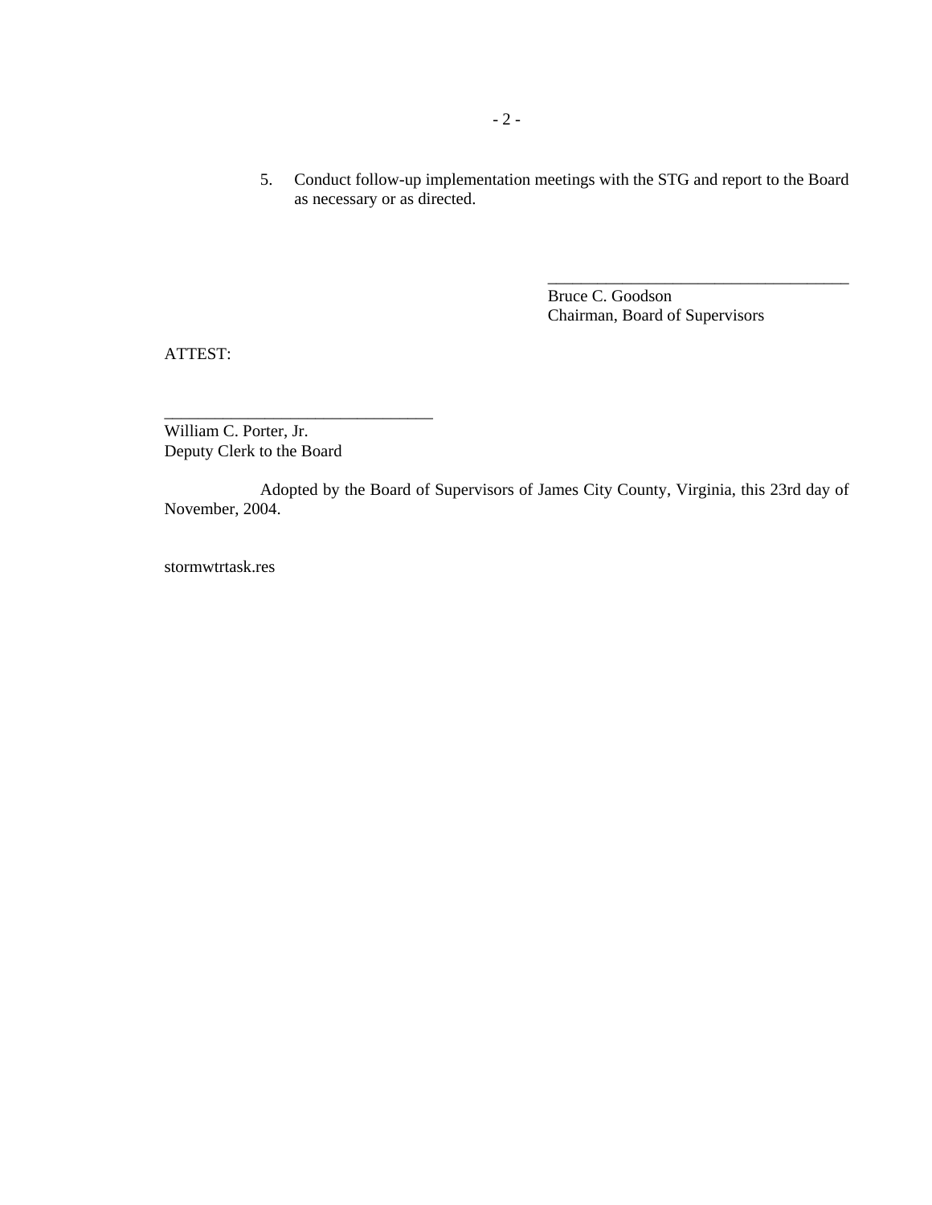5. Conduct follow-up implementation meetings with the STG and report to the Board as necessary or as directed.

\_\_\_\_\_\_\_\_\_\_\_\_\_\_\_\_\_\_\_\_\_\_\_\_\_\_\_\_\_\_\_\_\_\_\_\_
Bruce C. Goodson
Chairman, Board of Supervisors

ATTEST:

\_\_\_\_\_\_\_\_\_\_\_\_\_\_\_\_\_\_\_\_\_\_\_\_\_\_\_\_\_\_\_\_\_
William C. Porter, Jr.
Deputy Clerk to the Board

Adopted by the Board of Supervisors of James City County, Virginia, this 23rd day of November, 2004.

stormwtrtask.res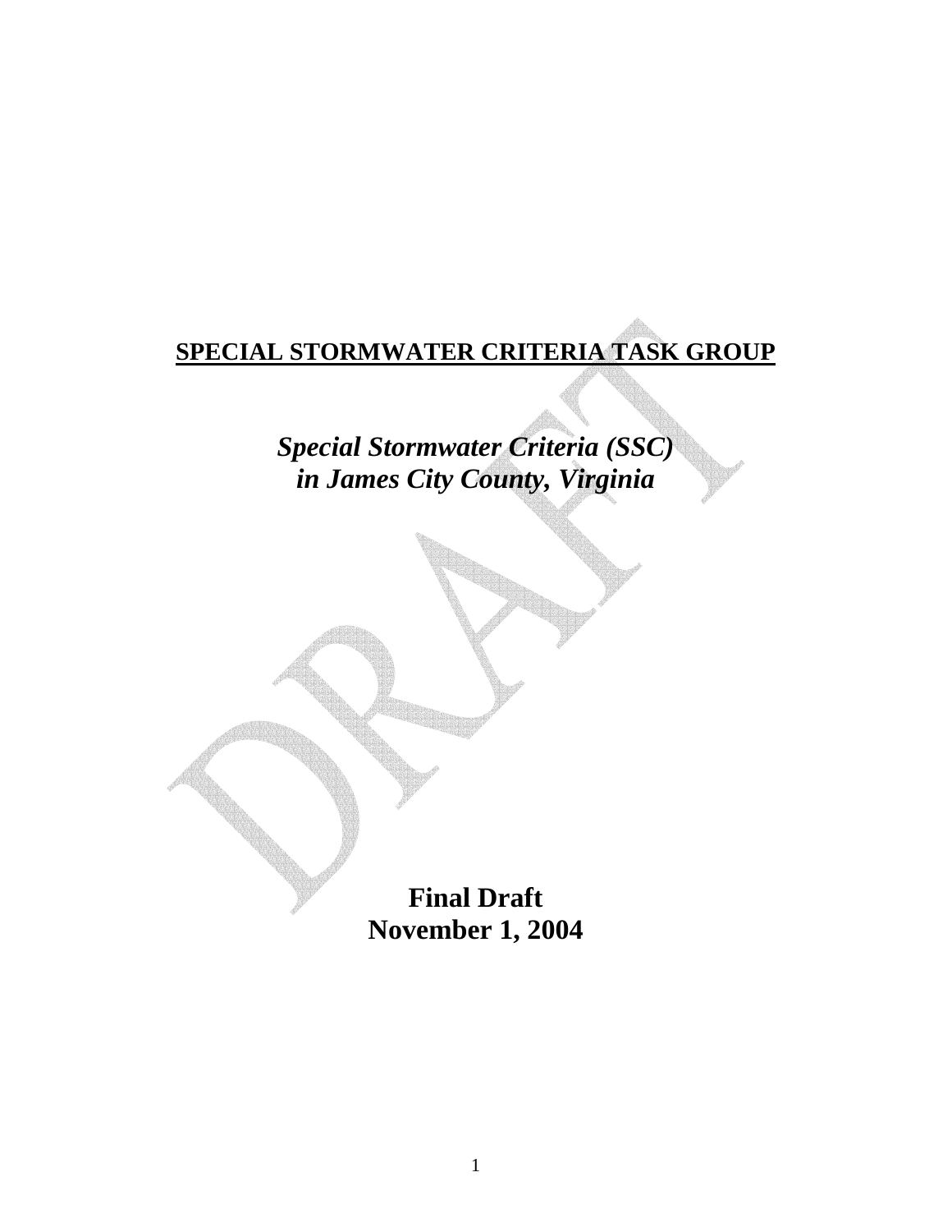# SPECIAL STORMWATER CRITERIA TASK GROUP

***Special Stormwater Criteria (SSC) in James City County, Virginia***

**Final Draft**
**November 1, 2004**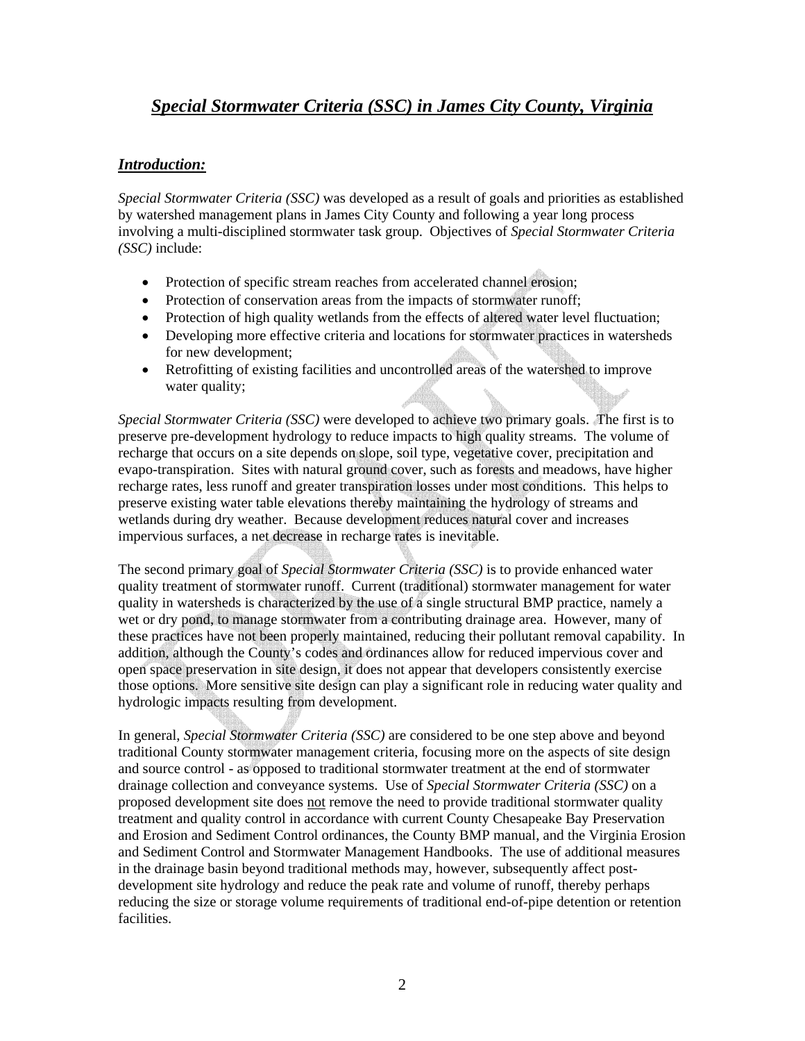# *Special Stormwater Criteria (SSC) in James City County, Virginia*

## *Introduction:*

*Special Stormwater Criteria (SSC)* was developed as a result of goals and priorities as established by watershed management plans in James City County and following a year long process involving a multi-disciplined stormwater task group. Objectives of *Special Stormwater Criteria (SSC)* include:

- Protection of specific stream reaches from accelerated channel erosion;
- Protection of conservation areas from the impacts of stormwater runoff;
- Protection of high quality wetlands from the effects of altered water level fluctuation;
- Developing more effective criteria and locations for stormwater practices in watersheds for new development;
- Retrofitting of existing facilities and uncontrolled areas of the watershed to improve water quality;

*Special Stormwater Criteria (SSC)* were developed to achieve two primary goals. The first is to preserve pre-development hydrology to reduce impacts to high quality streams. The volume of recharge that occurs on a site depends on slope, soil type, vegetative cover, precipitation and evapo-transpiration. Sites with natural ground cover, such as forests and meadows, have higher recharge rates, less runoff and greater transpiration losses under most conditions. This helps to preserve existing water table elevations thereby maintaining the hydrology of streams and wetlands during dry weather. Because development reduces natural cover and increases impervious surfaces, a net decrease in recharge rates is inevitable.

The second primary goal of *Special Stormwater Criteria (SSC)* is to provide enhanced water quality treatment of stormwater runoff. Current (traditional) stormwater management for water quality in watersheds is characterized by the use of a single structural BMP practice, namely a wet or dry pond, to manage stormwater from a contributing drainage area. However, many of these practices have not been properly maintained, reducing their pollutant removal capability. In addition, although the County's codes and ordinances allow for reduced impervious cover and open space preservation in site design, it does not appear that developers consistently exercise those options. More sensitive site design can play a significant role in reducing water quality and hydrologic impacts resulting from development.

In general, *Special Stormwater Criteria (SSC)* are considered to be one step above and beyond traditional County stormwater management criteria, focusing more on the aspects of site design and source control - as opposed to traditional stormwater treatment at the end of stormwater drainage collection and conveyance systems. Use of *Special Stormwater Criteria (SSC)* on a proposed development site does <u>not</u> remove the need to provide traditional stormwater quality treatment and quality control in accordance with current County Chesapeake Bay Preservation and Erosion and Sediment Control ordinances, the County BMP manual, and the Virginia Erosion and Sediment Control and Stormwater Management Handbooks. The use of additional measures in the drainage basin beyond traditional methods may, however, subsequently affect post-development site hydrology and reduce the peak rate and volume of runoff, thereby perhaps reducing the size or storage volume requirements of traditional end-of-pipe detention or retention facilities.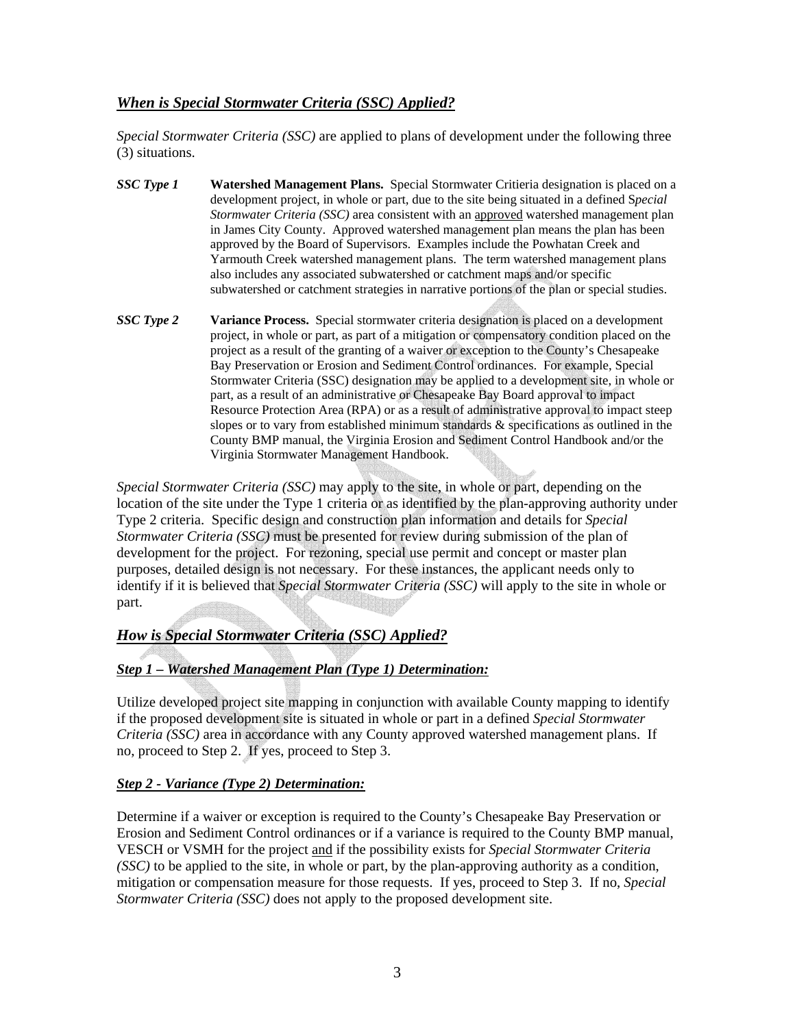## *When is Special Stormwater Criteria (SSC) Applied?*

*Special Stormwater Criteria (SSC)* are applied to plans of development under the following three (3) situations.

***SSC Type 1*** **Watershed Management Plans.** Special Stormwater Critieria designation is placed on a development project, in whole or part, due to the site being situated in a defined S*pecial Stormwater Criteria (SSC)* area consistent with an approved watershed management plan in James City County. Approved watershed management plan means the plan has been approved by the Board of Supervisors. Examples include the Powhatan Creek and Yarmouth Creek watershed management plans. The term watershed management plans also includes any associated subwatershed or catchment maps and/or specific subwatershed or catchment strategies in narrative portions of the plan or special studies.

***SSC Type 2*** **Variance Process.** Special stormwater criteria designation is placed on a development project, in whole or part, as part of a mitigation or compensatory condition placed on the project as a result of the granting of a waiver or exception to the County's Chesapeake Bay Preservation or Erosion and Sediment Control ordinances. For example, Special Stormwater Criteria (SSC) designation may be applied to a development site, in whole or part, as a result of an administrative or Chesapeake Bay Board approval to impact Resource Protection Area (RPA) or as a result of administrative approval to impact steep slopes or to vary from established minimum standards & specifications as outlined in the County BMP manual, the Virginia Erosion and Sediment Control Handbook and/or the Virginia Stormwater Management Handbook.

*Special Stormwater Criteria (SSC)* may apply to the site, in whole or part, depending on the location of the site under the Type 1 criteria or as identified by the plan-approving authority under Type 2 criteria. Specific design and construction plan information and details for *Special Stormwater Criteria (SSC)* must be presented for review during submission of the plan of development for the project. For rezoning, special use permit and concept or master plan purposes, detailed design is not necessary. For these instances, the applicant needs only to identify if it is believed that *Special Stormwater Criteria (SSC)* will apply to the site in whole or part.

## *How is Special Stormwater Criteria (SSC) Applied?*

### *Step 1 – Watershed Management Plan (Type 1) Determination:*

Utilize developed project site mapping in conjunction with available County mapping to identify if the proposed development site is situated in whole or part in a defined *Special Stormwater Criteria (SSC)* area in accordance with any County approved watershed management plans. If no, proceed to Step 2. If yes, proceed to Step 3.

### *Step 2 - Variance (Type 2) Determination:*

Determine if a waiver or exception is required to the County's Chesapeake Bay Preservation or Erosion and Sediment Control ordinances or if a variance is required to the County BMP manual, VESCH or VSMH for the project and if the possibility exists for *Special Stormwater Criteria (SSC)* to be applied to the site, in whole or part, by the plan-approving authority as a condition, mitigation or compensation measure for those requests. If yes, proceed to Step 3. If no, *Special Stormwater Criteria (SSC)* does not apply to the proposed development site.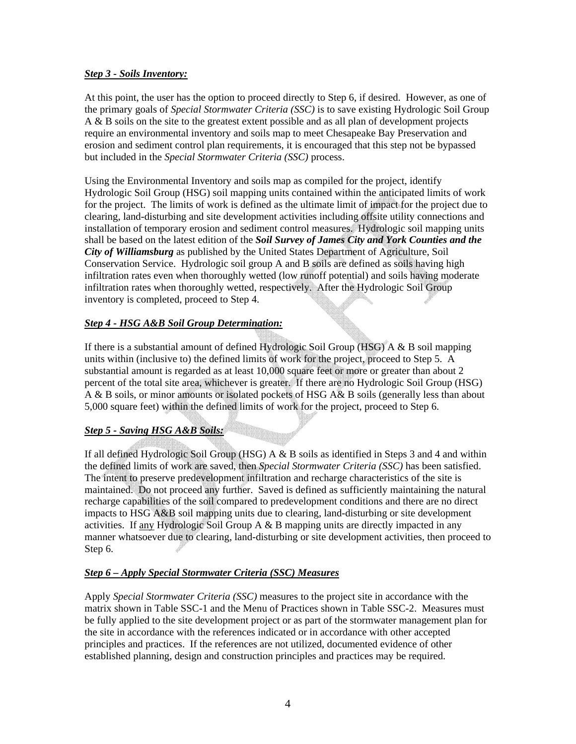### ***Step 3 - Soils Inventory:***

At this point, the user has the option to proceed directly to Step 6, if desired. However, as one of the primary goals of *Special Stormwater Criteria (SSC)* is to save existing Hydrologic Soil Group A & B soils on the site to the greatest extent possible and as all plan of development projects require an environmental inventory and soils map to meet Chesapeake Bay Preservation and erosion and sediment control plan requirements, it is encouraged that this step not be bypassed but included in the *Special Stormwater Criteria (SSC)* process.

Using the Environmental Inventory and soils map as compiled for the project, identify Hydrologic Soil Group (HSG) soil mapping units contained within the anticipated limits of work for the project. The limits of work is defined as the ultimate limit of impact for the project due to clearing, land-disturbing and site development activities including offsite utility connections and installation of temporary erosion and sediment control measures. Hydrologic soil mapping units shall be based on the latest edition of the ***Soil Survey of James City and York Counties and the City of Williamsburg*** as published by the United States Department of Agriculture, Soil Conservation Service. Hydrologic soil group A and B soils are defined as soils having high infiltration rates even when thoroughly wetted (low runoff potential) and soils having moderate infiltration rates when thoroughly wetted, respectively. After the Hydrologic Soil Group inventory is completed, proceed to Step 4.

### ***Step 4 - HSG A&B Soil Group Determination:***

If there is a substantial amount of defined Hydrologic Soil Group (HSG) A & B soil mapping units within (inclusive to) the defined limits of work for the project, proceed to Step 5. A substantial amount is regarded as at least 10,000 square feet or more or greater than about 2 percent of the total site area, whichever is greater. If there are no Hydrologic Soil Group (HSG) A & B soils, or minor amounts or isolated pockets of HSG A& B soils (generally less than about 5,000 square feet) within the defined limits of work for the project, proceed to Step 6.

### ***Step 5 - Saving HSG A&B Soils:***

If all defined Hydrologic Soil Group (HSG) A & B soils as identified in Steps 3 and 4 and within the defined limits of work are saved, then *Special Stormwater Criteria (SSC)* has been satisfied. The intent to preserve predevelopment infiltration and recharge characteristics of the site is maintained. Do not proceed any further. Saved is defined as sufficiently maintaining the natural recharge capabilities of the soil compared to predevelopment conditions and there are no direct impacts to HSG A&B soil mapping units due to clearing, land-disturbing or site development activities. If <u>any</u> Hydrologic Soil Group A & B mapping units are directly impacted in any manner whatsoever due to clearing, land-disturbing or site development activities, then proceed to Step 6.

### ***Step 6 – Apply Special Stormwater Criteria (SSC) Measures***

Apply *Special Stormwater Criteria (SSC)* measures to the project site in accordance with the matrix shown in Table SSC-1 and the Menu of Practices shown in Table SSC-2. Measures must be fully applied to the site development project or as part of the stormwater management plan for the site in accordance with the references indicated or in accordance with other accepted principles and practices. If the references are not utilized, documented evidence of other established planning, design and construction principles and practices may be required.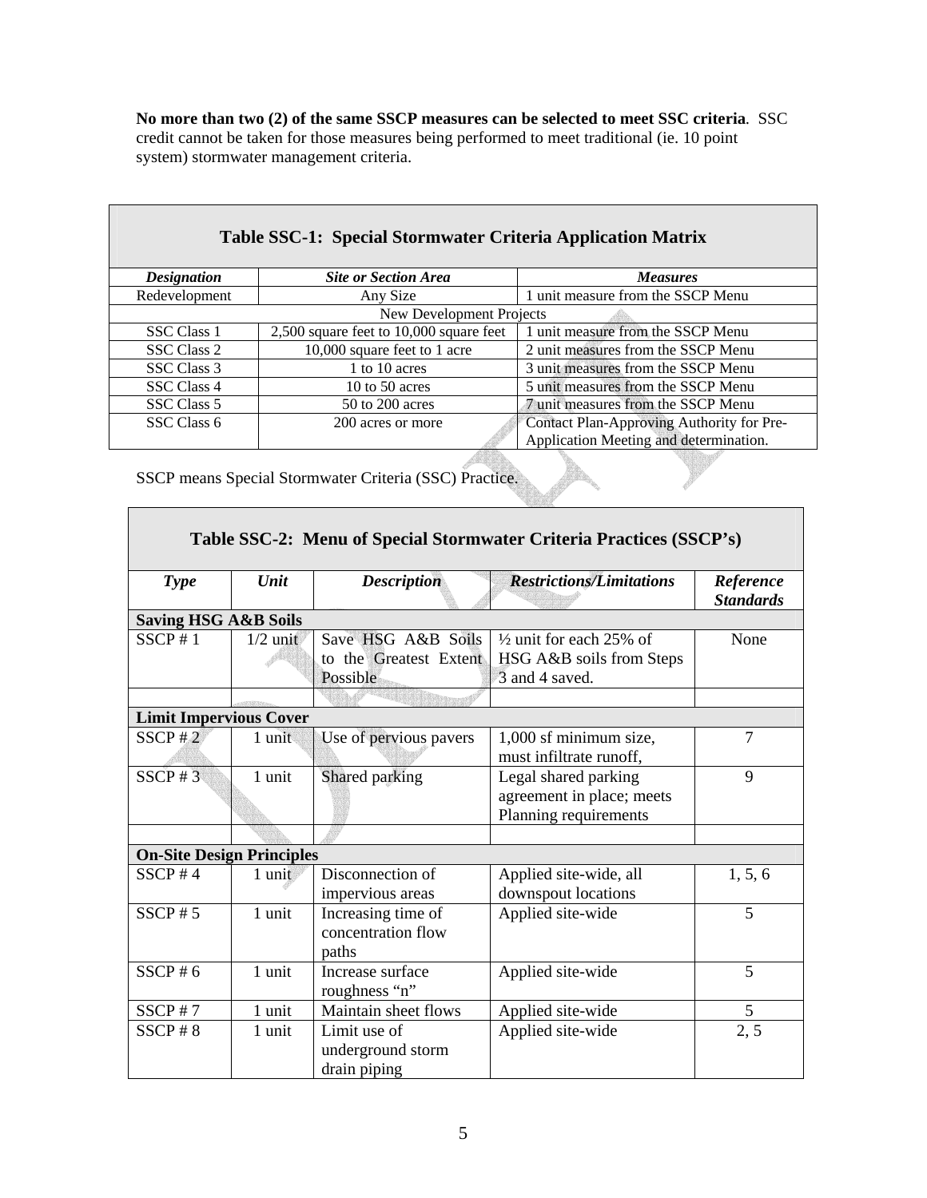**No more than two (2) of the same SSCP measures can be selected to meet SSC criteria**. SSC credit cannot be taken for those measures being performed to meet traditional (ie. 10 point system) stormwater management criteria.

**Table SSC-1: Special Stormwater Criteria Application Matrix**

| *Designation* | *Site or Section Area* | *Measures* |
|---|---|---|
| Redevelopment | Any Size | 1 unit measure from the SSCP Menu |
| New Development Projects | | |
| SSC Class 1 | 2,500 square feet to 10,000 square feet | 1 unit measure from the SSCP Menu |
| SSC Class 2 | 10,000 square feet to 1 acre | 2 unit measures from the SSCP Menu |
| SSC Class 3 | 1 to 10 acres | 3 unit measures from the SSCP Menu |
| SSC Class 4 | 10 to 50 acres | 5 unit measures from the SSCP Menu |
| SSC Class 5 | 50 to 200 acres | 7 unit measures from the SSCP Menu |
| SSC Class 6 | 200 acres or more | Contact Plan-Approving Authority for Pre-Application Meeting and determination. |

SSCP means Special Stormwater Criteria (SSC) Practice.

**Table SSC-2: Menu of Special Stormwater Criteria Practices (SSCP's)**

| *Type* | *Unit* | *Description* | *Restrictions/Limitations* | *Reference Standards* |
|---|---|---|---|---|
| **Saving HSG A&B Soils** | | | | |
| SSCP # 1 | 1/2 unit | Save HSG A&B Soils to the Greatest Extent Possible | ½ unit for each 25% of HSG A&B soils from Steps 3 and 4 saved. | None |
| | | | | |
| **Limit Impervious Cover** | | | | |
| SSCP # 2 | 1 unit | Use of pervious pavers | 1,000 sf minimum size, must infiltrate runoff, | 7 |
| SSCP # 3 | 1 unit | Shared parking | Legal shared parking agreement in place; meets Planning requirements | 9 |
| | | | | |
| **On-Site Design Principles** | | | | |
| SSCP # 4 | 1 unit | Disconnection of impervious areas | Applied site-wide, all downspout locations | 1, 5, 6 |
| SSCP # 5 | 1 unit | Increasing time of concentration flow paths | Applied site-wide | 5 |
| SSCP # 6 | 1 unit | Increase surface roughness "n" | Applied site-wide | 5 |
| SSCP # 7 | 1 unit | Maintain sheet flows | Applied site-wide | 5 |
| SSCP # 8 | 1 unit | Limit use of underground storm drain piping | Applied site-wide | 2, 5 |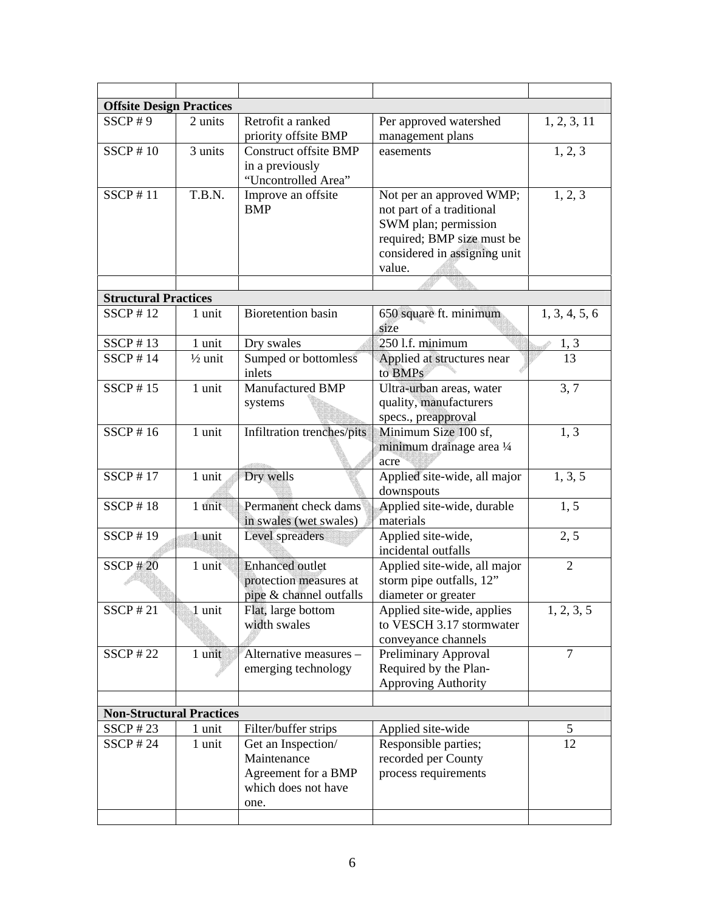| | | | | |
|---|---|---|---|---|
| **Offsite Design Practices** | | | | |
| SSCP # 9 | 2 units | Retrofit a ranked priority offsite BMP | Per approved watershed management plans | 1, 2, 3, 11 |
| SSCP # 10 | 3 units | Construct offsite BMP in a previously "Uncontrolled Area" | easements | 1, 2, 3 |
| SSCP # 11 | T.B.N. | Improve an offsite BMP | Not per an approved WMP; not part of a traditional SWM plan; permission required; BMP size must be considered in assigning unit value. | 1, 2, 3 |
| | | | | |
| **Structural Practices** | | | | |
| SSCP # 12 | 1 unit | Bioretention basin | 650 square ft. minimum size | 1, 3, 4, 5, 6 |
| SSCP # 13 | 1 unit | Dry swales | 250 l.f. minimum | 1, 3 |
| SSCP # 14 | ½ unit | Sumped or bottomless inlets | Applied at structures near to BMPs | 13 |
| SSCP # 15 | 1 unit | Manufactured BMP systems | Ultra-urban areas, water quality, manufacturers specs., preapproval | 3, 7 |
| SSCP # 16 | 1 unit | Infiltration trenches/pits | Minimum Size 100 sf, minimum drainage area ¼ acre | 1, 3 |
| SSCP # 17 | 1 unit | Dry wells | Applied site-wide, all major downspouts | 1, 3, 5 |
| SSCP # 18 | 1 unit | Permanent check dams in swales (wet swales) | Applied site-wide, durable materials | 1, 5 |
| SSCP # 19 | 1 unit | Level spreaders | Applied site-wide, incidental outfalls | 2, 5 |
| SSCP # 20 | 1 unit | Enhanced outlet protection measures at pipe & channel outfalls | Applied site-wide, all major storm pipe outfalls, 12" diameter or greater | 2 |
| SSCP # 21 | 1 unit | Flat, large bottom width swales | Applied site-wide, applies to VESCH 3.17 stormwater conveyance channels | 1, 2, 3, 5 |
| SSCP # 22 | 1 unit | Alternative measures – emerging technology | Preliminary Approval Required by the Plan-Approving Authority | 7 |
| | | | | |
| **Non-Structural Practices** | | | | |
| SSCP # 23 | 1 unit | Filter/buffer strips | Applied site-wide | 5 |
| SSCP # 24 | 1 unit | Get an Inspection/ Maintenance Agreement for a BMP which does not have one. | Responsible parties; recorded per County process requirements | 12 |
| | | | | |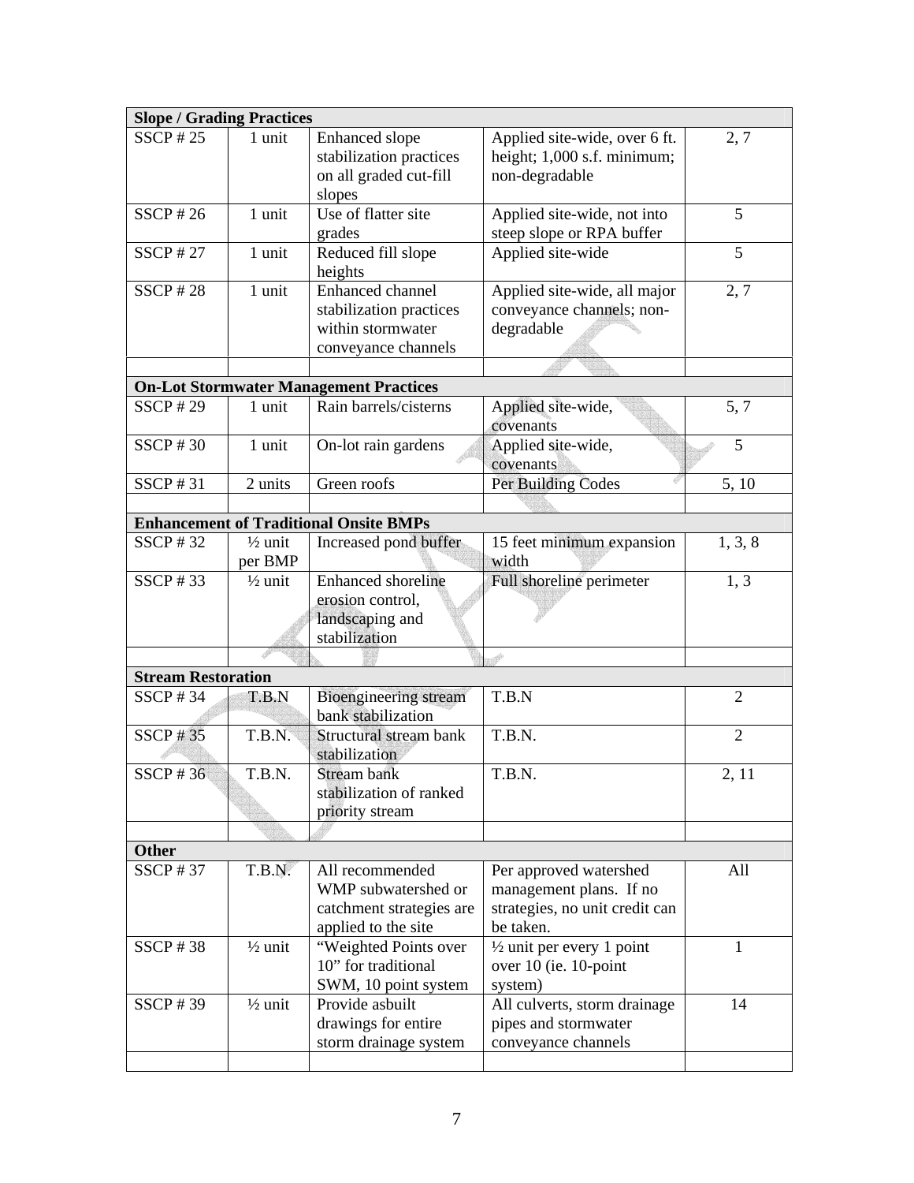| Slope / Grading Practices | | | | |
|---|---|---|---|---|
| SSCP # 25 | 1 unit | Enhanced slope stabilization practices on all graded cut-fill slopes | Applied site-wide, over 6 ft. height; 1,000 s.f. minimum; non-degradable | 2, 7 |
| SSCP # 26 | 1 unit | Use of flatter site grades | Applied site-wide, not into steep slope or RPA buffer | 5 |
| SSCP # 27 | 1 unit | Reduced fill slope heights | Applied site-wide | 5 |
| SSCP # 28 | 1 unit | Enhanced channel stabilization practices within stormwater conveyance channels | Applied site-wide, all major conveyance channels; non-degradable | 2, 7 |
| | | | | |
| **On-Lot Stormwater Management Practices** | | | | |
| SSCP # 29 | 1 unit | Rain barrels/cisterns | Applied site-wide, covenants | 5, 7 |
| SSCP # 30 | 1 unit | On-lot rain gardens | Applied site-wide, covenants | 5 |
| SSCP # 31 | 2 units | Green roofs | Per Building Codes | 5, 10 |
| | | | | |
| **Enhancement of Traditional Onsite BMPs** | | | | |
| SSCP # 32 | ½ unit per BMP | Increased pond buffer | 15 feet minimum expansion width | 1, 3, 8 |
| SSCP # 33 | ½ unit | Enhanced shoreline erosion control, landscaping and stabilization | Full shoreline perimeter | 1, 3 |
| | | | | |
| **Stream Restoration** | | | | |
| SSCP # 34 | T.B.N | Bioengineering stream bank stabilization | T.B.N | 2 |
| SSCP # 35 | T.B.N. | Structural stream bank stabilization | T.B.N. | 2 |
| SSCP # 36 | T.B.N. | Stream bank stabilization of ranked priority stream | T.B.N. | 2, 11 |
| | | | | |
| **Other** | | | | |
| SSCP # 37 | T.B.N. | All recommended WMP subwatershed or catchment strategies are applied to the site | Per approved watershed management plans. If no strategies, no unit credit can be taken. | All |
| SSCP # 38 | ½ unit | "Weighted Points over 10" for traditional SWM, 10 point system | ½ unit per every 1 point over 10 (ie. 10-point system) | 1 |
| SSCP # 39 | ½ unit | Provide asbuilt drawings for entire storm drainage system | All culverts, storm drainage pipes and stormwater conveyance channels | 14 |
| | | | | |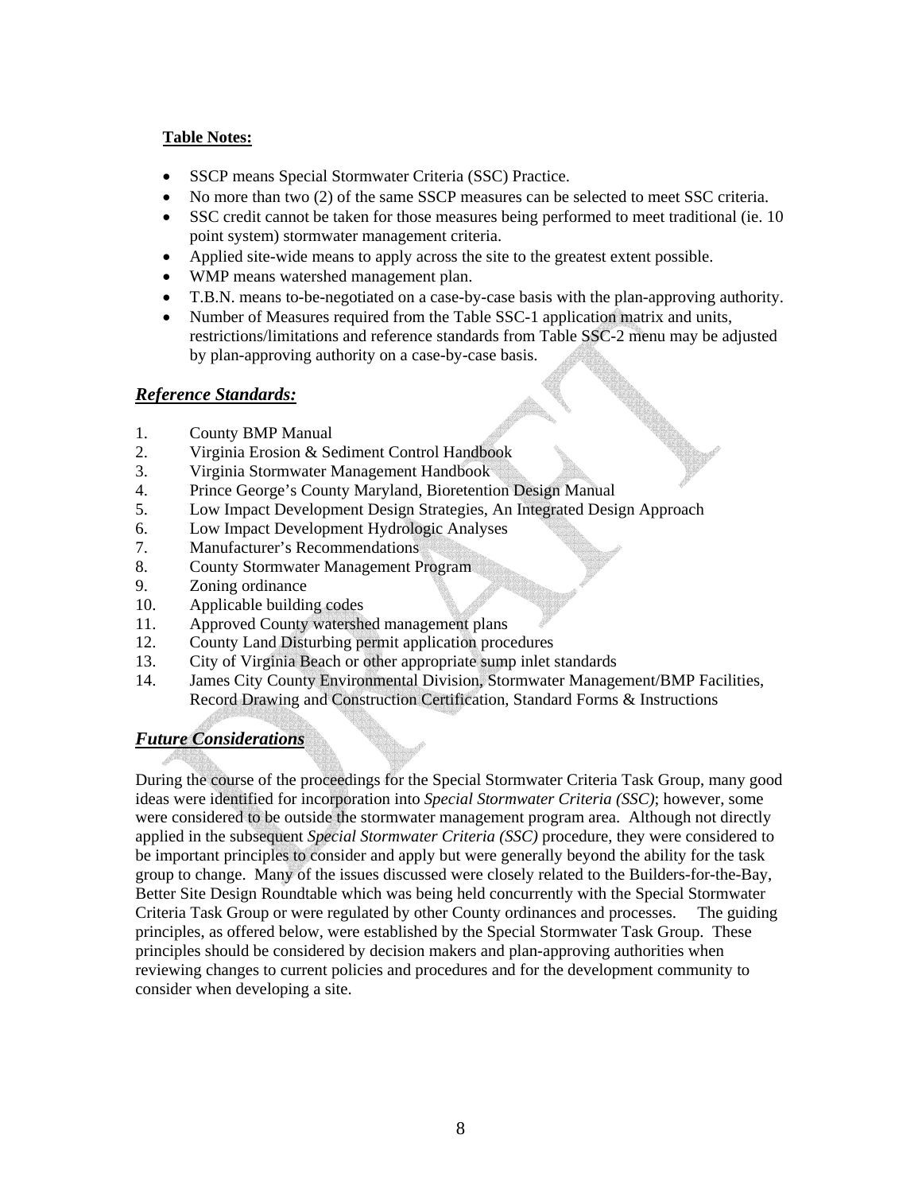**Table Notes:**

- SSCP means Special Stormwater Criteria (SSC) Practice.
- No more than two (2) of the same SSCP measures can be selected to meet SSC criteria.
- SSC credit cannot be taken for those measures being performed to meet traditional (ie. 10 point system) stormwater management criteria.
- Applied site-wide means to apply across the site to the greatest extent possible.
- WMP means watershed management plan.
- T.B.N. means to-be-negotiated on a case-by-case basis with the plan-approving authority.
- Number of Measures required from the Table SSC-1 application matrix and units, restrictions/limitations and reference standards from Table SSC-2 menu may be adjusted by plan-approving authority on a case-by-case basis.

## *Reference Standards:*

1. County BMP Manual
2. Virginia Erosion & Sediment Control Handbook
3. Virginia Stormwater Management Handbook
4. Prince George's County Maryland, Bioretention Design Manual
5. Low Impact Development Design Strategies, An Integrated Design Approach
6. Low Impact Development Hydrologic Analyses
7. Manufacturer's Recommendations
8. County Stormwater Management Program
9. Zoning ordinance
10. Applicable building codes
11. Approved County watershed management plans
12. County Land Disturbing permit application procedures
13. City of Virginia Beach or other appropriate sump inlet standards
14. James City County Environmental Division, Stormwater Management/BMP Facilities, Record Drawing and Construction Certification, Standard Forms & Instructions

## *Future Considerations*

During the course of the proceedings for the Special Stormwater Criteria Task Group, many good ideas were identified for incorporation into *Special Stormwater Criteria (SSC)*; however, some were considered to be outside the stormwater management program area. Although not directly applied in the subsequent *Special Stormwater Criteria (SSC)* procedure, they were considered to be important principles to consider and apply but were generally beyond the ability for the task group to change. Many of the issues discussed were closely related to the Builders-for-the-Bay, Better Site Design Roundtable which was being held concurrently with the Special Stormwater Criteria Task Group or were regulated by other County ordinances and processes. The guiding principles, as offered below, were established by the Special Stormwater Task Group. These principles should be considered by decision makers and plan-approving authorities when reviewing changes to current policies and procedures and for the development community to consider when developing a site.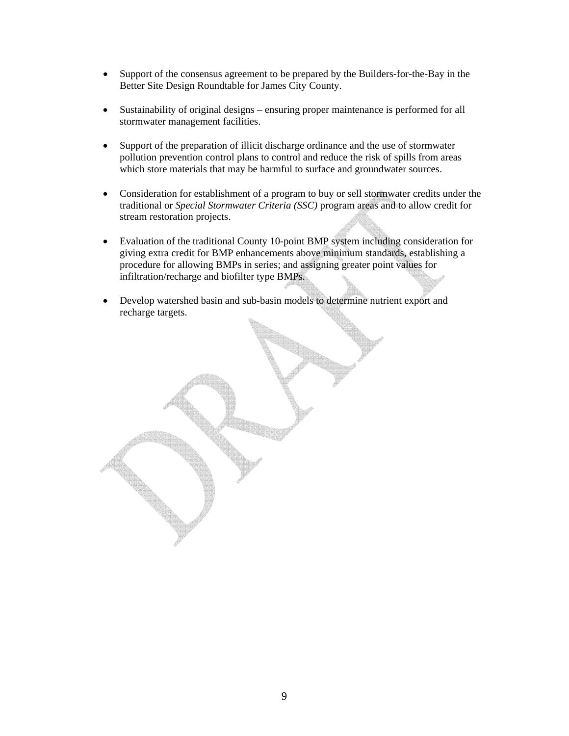- Support of the consensus agreement to be prepared by the Builders-for-the-Bay in the Better Site Design Roundtable for James City County.

- Sustainability of original designs – ensuring proper maintenance is performed for all stormwater management facilities.

- Support of the preparation of illicit discharge ordinance and the use of stormwater pollution prevention control plans to control and reduce the risk of spills from areas which store materials that may be harmful to surface and groundwater sources.

- Consideration for establishment of a program to buy or sell stormwater credits under the traditional or *Special Stormwater Criteria (SSC)* program areas and to allow credit for stream restoration projects.

- Evaluation of the traditional County 10-point BMP system including consideration for giving extra credit for BMP enhancements above minimum standards, establishing a procedure for allowing BMPs in series; and assigning greater point values for infiltration/recharge and biofilter type BMPs.

- Develop watershed basin and sub-basin models to determine nutrient export and recharge targets.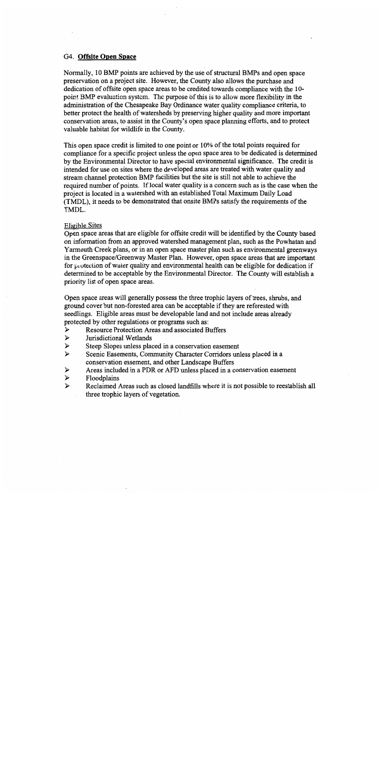## G4. **Offsite Open Space**

Normally, 10 BMP points are achieved by the use of structural BMPs and open space preservation on a project site. However, the County also allows the purchase and dedication of offsite open space areas to be credited towards compliance with the 10-point BMP evaluation system. The purpose of this is to allow more flexibility in the administration of the Chesapeake Bay Ordinance water quality compliance criteria, to better protect the health of watersheds by preserving higher quality and more important conservation areas, to assist in the County's open space planning efforts, and to protect valuable habitat for wildlife in the County.

This open space credit is limited to one point or 10% of the total points required for compliance for a specific project unless the open space area to be dedicated is determined by the Environmental Director to have special environmental significance. The credit is intended for use on sites where the developed areas are treated with water quality and stream channel protection BMP facilities but the site is still not able to achieve the required number of points. If local water quality is a concern such as is the case when the project is located in a watershed with an established Total Maximum Daily Load (TMDL), it needs to be demonstrated that onsite BMPs satisfy the requirements of the TMDL.

Eligible Sites

Open space areas that are eligible for offsite credit will be identified by the County based on information from an approved watershed management plan, such as the Powhatan and Yarmouth Creek plans, or in an open space master plan such as environmental greenways in the Greenspace/Greenway Master Plan. However, open space areas that are important for protection of water quality and environmental health can be eligible for dedication if determined to be acceptable by the Environmental Director. The County will establish a priority list of open space areas.

Open space areas will generally possess the three trophic layers of trees, shrubs, and ground cover but non-forested area can be acceptable if they are reforested with seedlings. Eligible areas must be developable land and not include areas already protected by other regulations or programs such as:

- Resource Protection Areas and associated Buffers
- Jurisdictional Wetlands
- Steep Slopes unless placed in a conservation easement
- Scenic Easements, Community Character Corridors unless placed in a conservation easement, and other Landscape Buffers
- Areas included in a PDR or AFD unless placed in a conservation easement
- Floodplains
- Reclaimed Areas such as closed landfills where it is not possible to reestablish all three trophic layers of vegetation.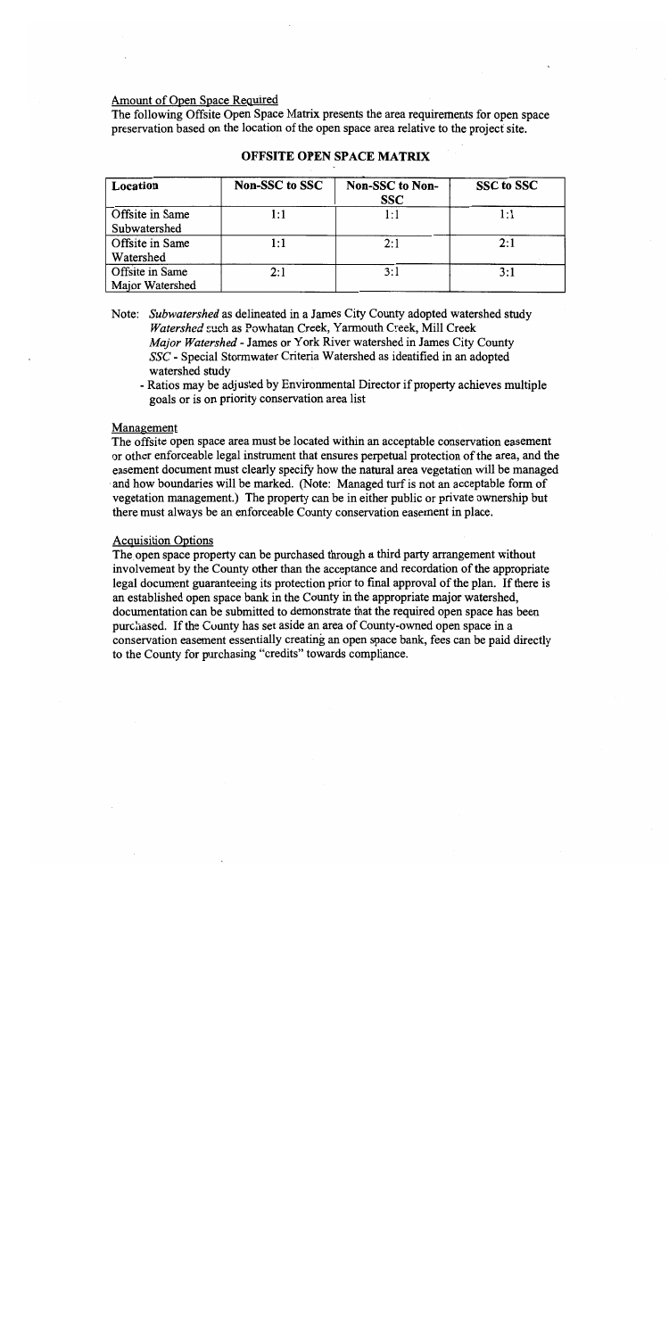Amount of Open Space Required

The following Offsite Open Space Matrix presents the area requirements for open space preservation based on the location of the open space area relative to the project site.

**OFFSITE OPEN SPACE MATRIX**

| Location | Non-SSC to SSC | Non-SSC to Non-SSC | SSC to SSC |
|---|---|---|---|
| Offsite in Same Subwatershed | 1:1 | 1:1 | 1:1 |
| Offsite in Same Watershed | 1:1 | 2:1 | 2:1 |
| Offsite in Same Major Watershed | 2:1 | 3:1 | 3:1 |

Note: *Subwatershed* as delineated in a James City County adopted watershed study
*Watershed* such as Powhatan Creek, Yarmouth Creek, Mill Creek
*Major Watershed* - James or York River watershed in James City County
*SSC* - Special Stormwater Criteria Watershed as identified in an adopted watershed study

- Ratios may be adjusted by Environmental Director if property achieves multiple goals or is on priority conservation area list

Management

The offsite open space area must be located within an acceptable conservation easement or other enforceable legal instrument that ensures perpetual protection of the area, and the easement document must clearly specify how the natural area vegetation will be managed and how boundaries will be marked. (Note: Managed turf is not an acceptable form of vegetation management.) The property can be in either public or private ownership but there must always be an enforceable County conservation easement in place.

Acquisition Options

The open space property can be purchased through a third party arrangement without involvement by the County other than the acceptance and recordation of the appropriate legal document guaranteeing its protection prior to final approval of the plan. If there is an established open space bank in the County in the appropriate major watershed, documentation can be submitted to demonstrate that the required open space has been purchased. If the County has set aside an area of County-owned open space in a conservation easement essentially creating an open space bank, fees can be paid directly to the County for purchasing "credits" towards compliance.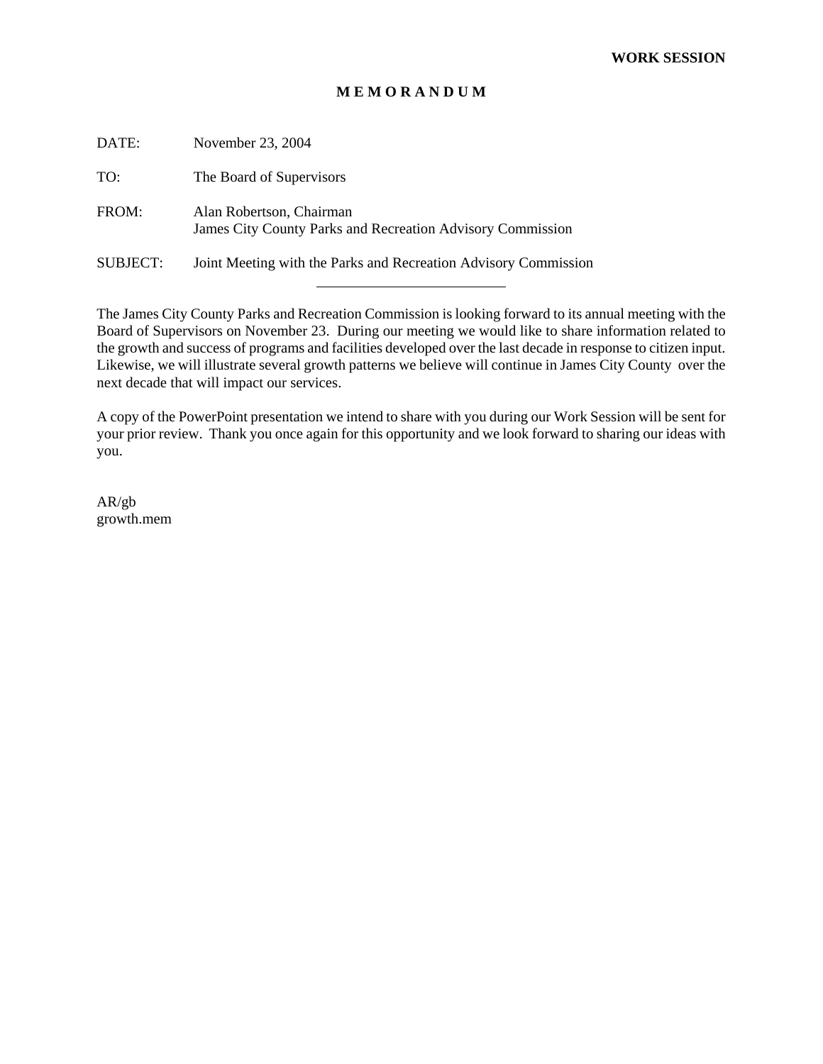**WORK SESSION**

**M E M O R A N D U M**

DATE: November 23, 2004

TO: The Board of Supervisors

FROM: Alan Robertson, Chairman
James City County Parks and Recreation Advisory Commission

SUBJECT: Joint Meeting with the Parks and Recreation Advisory Commission

---

The James City County Parks and Recreation Commission is looking forward to its annual meeting with the Board of Supervisors on November 23. During our meeting we would like to share information related to the growth and success of programs and facilities developed over the last decade in response to citizen input. Likewise, we will illustrate several growth patterns we believe will continue in James City County over the next decade that will impact our services.

A copy of the PowerPoint presentation we intend to share with you during our Work Session will be sent for your prior review. Thank you once again for this opportunity and we look forward to sharing our ideas with you.

AR/gb
growth.mem